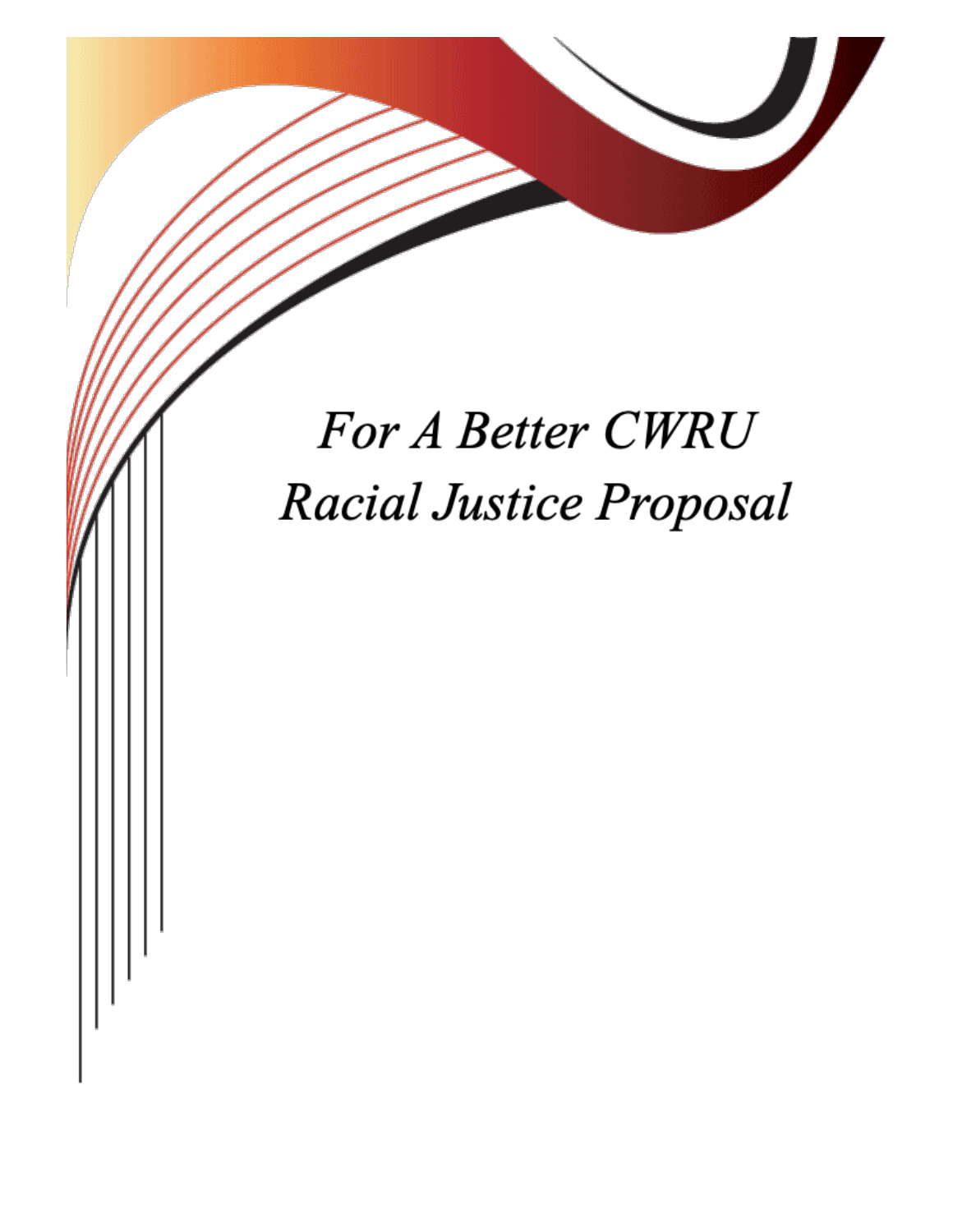# *For A Better CWRU*
# *Racial Justice Proposal*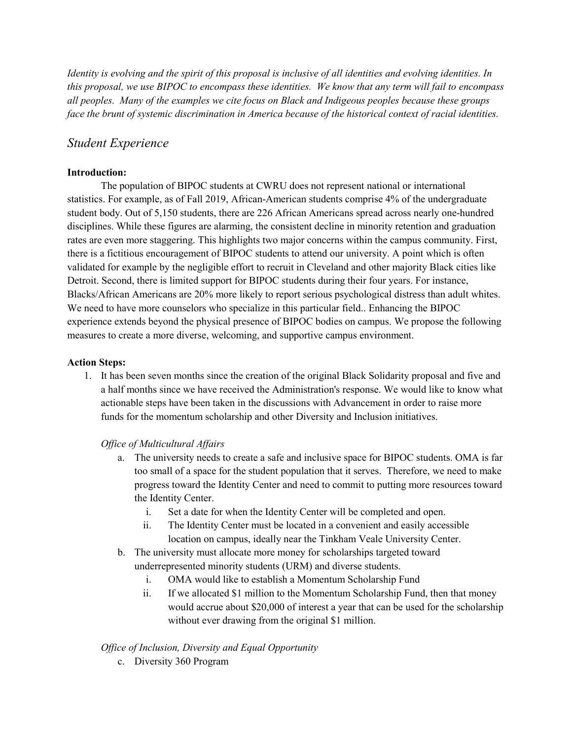*Identity is evolving and the spirit of this proposal is inclusive of all identities and evolving identities. In this proposal, we use BIPOC to encompass these identities. We know that any term will fail to encompass all peoples. Many of the examples we cite focus on Black and Indigeous peoples because these groups face the brunt of systemic discrimination in America because of the historical context of racial identities.*

## *Student Experience*

**Introduction:**

The population of BIPOC students at CWRU does not represent national or international statistics. For example, as of Fall 2019, African-American students comprise 4% of the undergraduate student body. Out of 5,150 students, there are 226 African Americans spread across nearly one-hundred disciplines. While these figures are alarming, the consistent decline in minority retention and graduation rates are even more staggering. This highlights two major concerns within the campus community. First, there is a fictitious encouragement of BIPOC students to attend our university. A point which is often validated for example by the negligible effort to recruit in Cleveland and other majority Black cities like Detroit. Second, there is limited support for BIPOC students during their four years. For instance, Blacks/African Americans are 20% more likely to report serious psychological distress than adult whites. We need to have more counselors who specialize in this particular field.. Enhancing the BIPOC experience extends beyond the physical presence of BIPOC bodies on campus. We propose the following measures to create a more diverse, welcoming, and supportive campus environment.

**Action Steps:**

1. It has been seven months since the creation of the original Black Solidarity proposal and five and a half months since we have received the Administration's response. We would like to know what actionable steps have been taken in the discussions with Advancement in order to raise more funds for the momentum scholarship and other Diversity and Inclusion initiatives.

   *Office of Multicultural Affairs*

   a. The university needs to create a safe and inclusive space for BIPOC students. OMA is far too small of a space for the student population that it serves. Therefore, we need to make progress toward the Identity Center and need to commit to putting more resources toward the Identity Center.
      i. Set a date for when the Identity Center will be completed and open.
      ii. The Identity Center must be located in a convenient and easily accessible location on campus, ideally near the Tinkham Veale University Center.
   b. The university must allocate more money for scholarships targeted toward underrepresented minority students (URM) and diverse students.
      i. OMA would like to establish a Momentum Scholarship Fund
      ii. If we allocated $1 million to the Momentum Scholarship Fund, then that money would accrue about $20,000 of interest a year that can be used for the scholarship without ever drawing from the original $1 million.

   *Office of Inclusion, Diversity and Equal Opportunity*

   c. Diversity 360 Program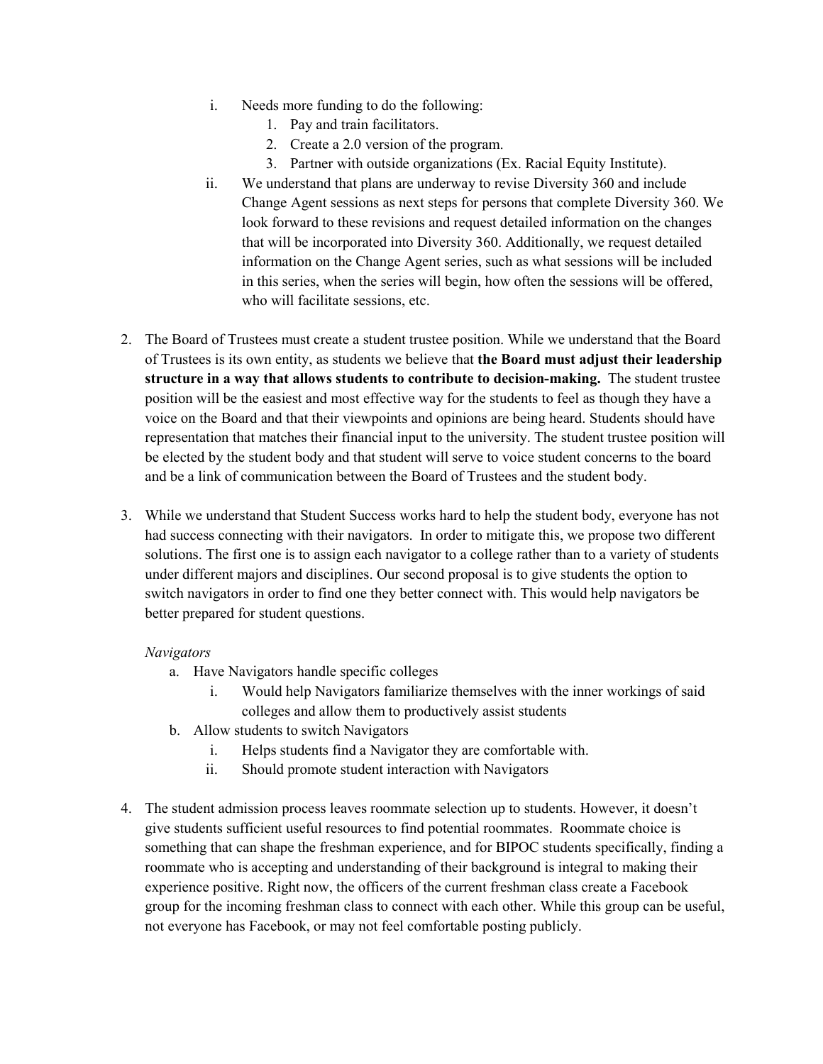i. Needs more funding to do the following:
      1. Pay and train facilitators.
      2. Create a 2.0 version of the program.
      3. Partner with outside organizations (Ex. Racial Equity Institute).
   ii. We understand that plans are underway to revise Diversity 360 and include Change Agent sessions as next steps for persons that complete Diversity 360. We look forward to these revisions and request detailed information on the changes that will be incorporated into Diversity 360. Additionally, we request detailed information on the Change Agent series, such as what sessions will be included in this series, when the series will begin, how often the sessions will be offered, who will facilitate sessions, etc.

2. The Board of Trustees must create a student trustee position. While we understand that the Board of Trustees is its own entity, as students we believe that **the Board must adjust their leadership structure in a way that allows students to contribute to decision-making.** The student trustee position will be the easiest and most effective way for the students to feel as though they have a voice on the Board and that their viewpoints and opinions are being heard. Students should have representation that matches their financial input to the university. The student trustee position will be elected by the student body and that student will serve to voice student concerns to the board and be a link of communication between the Board of Trustees and the student body.

3. While we understand that Student Success works hard to help the student body, everyone has not had success connecting with their navigators. In order to mitigate this, we propose two different solutions. The first one is to assign each navigator to a college rather than to a variety of students under different majors and disciplines. Our second proposal is to give students the option to switch navigators in order to find one they better connect with. This would help navigators be better prepared for student questions.

   *Navigators*
   a. Have Navigators handle specific colleges
      i. Would help Navigators familiarize themselves with the inner workings of said colleges and allow them to productively assist students
   b. Allow students to switch Navigators
      i. Helps students find a Navigator they are comfortable with.
      ii. Should promote student interaction with Navigators

4. The student admission process leaves roommate selection up to students. However, it doesn't give students sufficient useful resources to find potential roommates. Roommate choice is something that can shape the freshman experience, and for BIPOC students specifically, finding a roommate who is accepting and understanding of their background is integral to making their experience positive. Right now, the officers of the current freshman class create a Facebook group for the incoming freshman class to connect with each other. While this group can be useful, not everyone has Facebook, or may not feel comfortable posting publicly.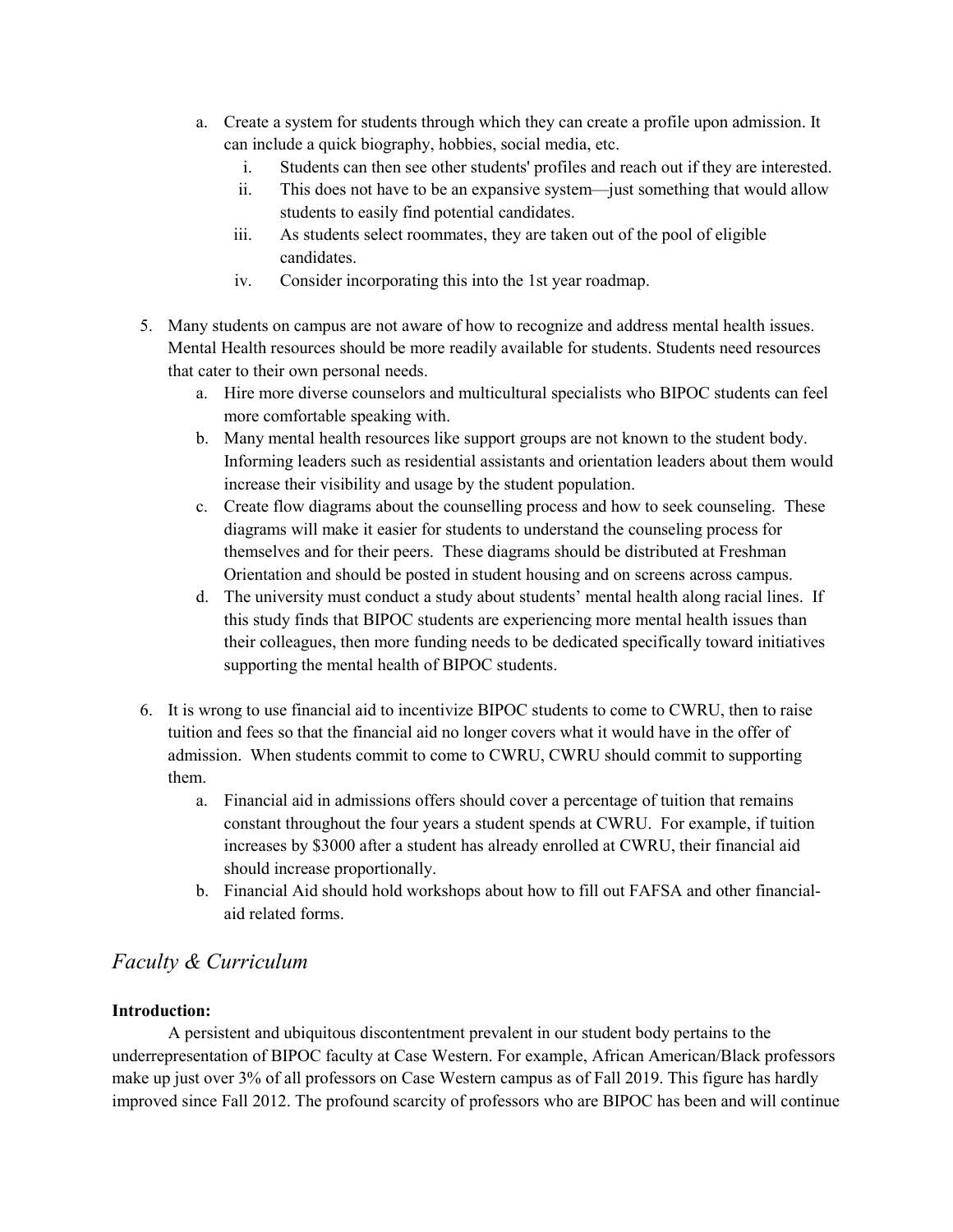a. Create a system for students through which they can create a profile upon admission. It can include a quick biography, hobbies, social media, etc.
    i. Students can then see other students' profiles and reach out if they are interested.
    ii. This does not have to be an expansive system—just something that would allow students to easily find potential candidates.
    iii. As students select roommates, they are taken out of the pool of eligible candidates.
    iv. Consider incorporating this into the 1st year roadmap.

5. Many students on campus are not aware of how to recognize and address mental health issues. Mental Health resources should be more readily available for students. Students need resources that cater to their own personal needs.
    a. Hire more diverse counselors and multicultural specialists who BIPOC students can feel more comfortable speaking with.
    b. Many mental health resources like support groups are not known to the student body. Informing leaders such as residential assistants and orientation leaders about them would increase their visibility and usage by the student population.
    c. Create flow diagrams about the counselling process and how to seek counseling. These diagrams will make it easier for students to understand the counseling process for themselves and for their peers. These diagrams should be distributed at Freshman Orientation and should be posted in student housing and on screens across campus.
    d. The university must conduct a study about students' mental health along racial lines. If this study finds that BIPOC students are experiencing more mental health issues than their colleagues, then more funding needs to be dedicated specifically toward initiatives supporting the mental health of BIPOC students.

6. It is wrong to use financial aid to incentivize BIPOC students to come to CWRU, then to raise tuition and fees so that the financial aid no longer covers what it would have in the offer of admission. When students commit to come to CWRU, CWRU should commit to supporting them.
    a. Financial aid in admissions offers should cover a percentage of tuition that remains constant throughout the four years a student spends at CWRU. For example, if tuition increases by $3000 after a student has already enrolled at CWRU, their financial aid should increase proportionally.
    b. Financial Aid should hold workshops about how to fill out FAFSA and other financial-aid related forms.

## *Faculty & Curriculum*

**Introduction:**

A persistent and ubiquitous discontentment prevalent in our student body pertains to the underrepresentation of BIPOC faculty at Case Western. For example, African American/Black professors make up just over 3% of all professors on Case Western campus as of Fall 2019. This figure has hardly improved since Fall 2012. The profound scarcity of professors who are BIPOC has been and will continue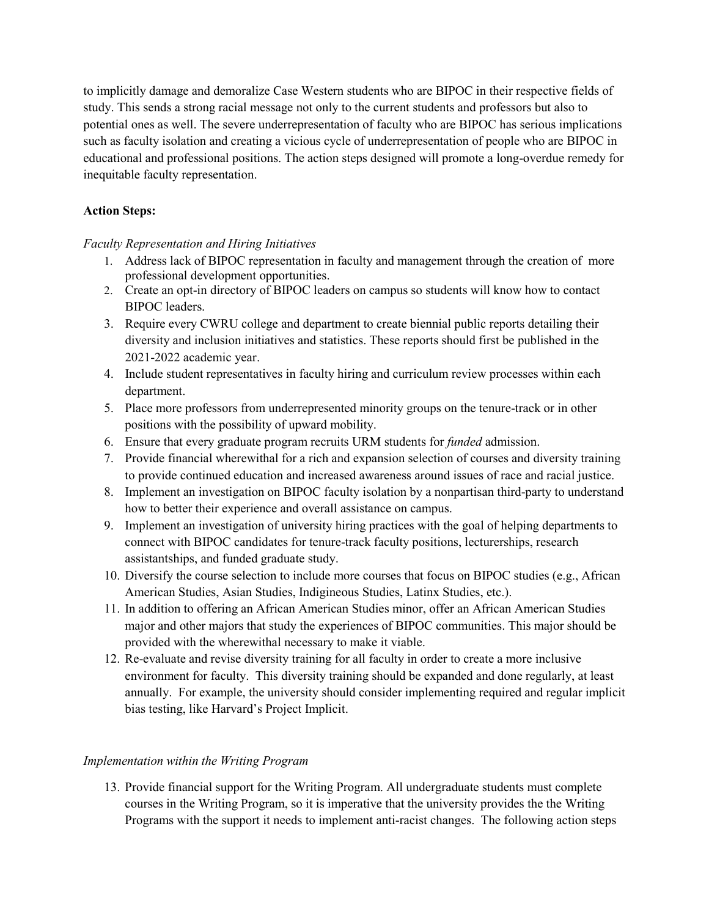to implicitly damage and demoralize Case Western students who are BIPOC in their respective fields of study. This sends a strong racial message not only to the current students and professors but also to potential ones as well. The severe underrepresentation of faculty who are BIPOC has serious implications such as faculty isolation and creating a vicious cycle of underrepresentation of people who are BIPOC in educational and professional positions. The action steps designed will promote a long-overdue remedy for inequitable faculty representation.

**Action Steps:**

*Faculty Representation and Hiring Initiatives*

1. Address lack of BIPOC representation in faculty and management through the creation of more professional development opportunities.
2. Create an opt-in directory of BIPOC leaders on campus so students will know how to contact BIPOC leaders.
3. Require every CWRU college and department to create biennial public reports detailing their diversity and inclusion initiatives and statistics. These reports should first be published in the 2021-2022 academic year.
4. Include student representatives in faculty hiring and curriculum review processes within each department.
5. Place more professors from underrepresented minority groups on the tenure-track or in other positions with the possibility of upward mobility.
6. Ensure that every graduate program recruits URM students for *funded* admission.
7. Provide financial wherewithal for a rich and expansion selection of courses and diversity training to provide continued education and increased awareness around issues of race and racial justice.
8. Implement an investigation on BIPOC faculty isolation by a nonpartisan third-party to understand how to better their experience and overall assistance on campus.
9. Implement an investigation of university hiring practices with the goal of helping departments to connect with BIPOC candidates for tenure-track faculty positions, lecturerships, research assistantships, and funded graduate study.
10. Diversify the course selection to include more courses that focus on BIPOC studies (e.g., African American Studies, Asian Studies, Indigineous Studies, Latinx Studies, etc.).
11. In addition to offering an African American Studies minor, offer an African American Studies major and other majors that study the experiences of BIPOC communities. This major should be provided with the wherewithal necessary to make it viable.
12. Re-evaluate and revise diversity training for all faculty in order to create a more inclusive environment for faculty. This diversity training should be expanded and done regularly, at least annually. For example, the university should consider implementing required and regular implicit bias testing, like Harvard's Project Implicit.

*Implementation within the Writing Program*

13. Provide financial support for the Writing Program. All undergraduate students must complete courses in the Writing Program, so it is imperative that the university provides the the Writing Programs with the support it needs to implement anti-racist changes. The following action steps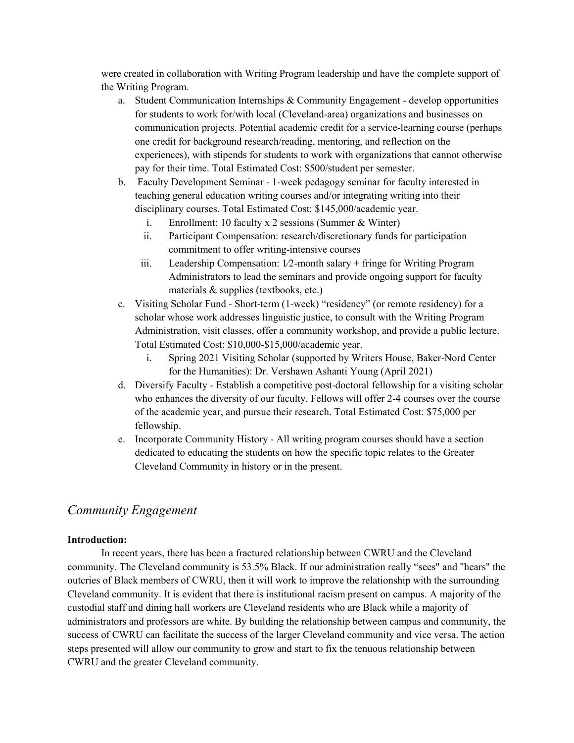were created in collaboration with Writing Program leadership and have the complete support of the Writing Program.

a. Student Communication Internships & Community Engagement - develop opportunities for students to work for/with local (Cleveland-area) organizations and businesses on communication projects. Potential academic credit for a service-learning course (perhaps one credit for background research/reading, mentoring, and reflection on the experiences), with stipends for students to work with organizations that cannot otherwise pay for their time. Total Estimated Cost: $500/student per semester.
b. Faculty Development Seminar - 1-week pedagogy seminar for faculty interested in teaching general education writing courses and/or integrating writing into their disciplinary courses. Total Estimated Cost: $145,000/academic year.
    i. Enrollment: 10 faculty x 2 sessions (Summer & Winter)
    ii. Participant Compensation: research/discretionary funds for participation commitment to offer writing-intensive courses
    iii. Leadership Compensation: 1⁄2-month salary + fringe for Writing Program Administrators to lead the seminars and provide ongoing support for faculty materials & supplies (textbooks, etc.)
c. Visiting Scholar Fund - Short-term (1-week) "residency" (or remote residency) for a scholar whose work addresses linguistic justice, to consult with the Writing Program Administration, visit classes, offer a community workshop, and provide a public lecture. Total Estimated Cost: $10,000-$15,000/academic year.
    i. Spring 2021 Visiting Scholar (supported by Writers House, Baker-Nord Center for the Humanities): Dr. Vershawn Ashanti Young (April 2021)
d. Diversify Faculty - Establish a competitive post-doctoral fellowship for a visiting scholar who enhances the diversity of our faculty. Fellows will offer 2-4 courses over the course of the academic year, and pursue their research. Total Estimated Cost: $75,000 per fellowship.
e. Incorporate Community History - All writing program courses should have a section dedicated to educating the students on how the specific topic relates to the Greater Cleveland Community in history or in the present.

## *Community Engagement*

**Introduction:**

In recent years, there has been a fractured relationship between CWRU and the Cleveland community. The Cleveland community is 53.5% Black. If our administration really "sees" and "hears" the outcries of Black members of CWRU, then it will work to improve the relationship with the surrounding Cleveland community. It is evident that there is institutional racism present on campus. A majority of the custodial staff and dining hall workers are Cleveland residents who are Black while a majority of administrators and professors are white. By building the relationship between campus and community, the success of CWRU can facilitate the success of the larger Cleveland community and vice versa. The action steps presented will allow our community to grow and start to fix the tenuous relationship between CWRU and the greater Cleveland community.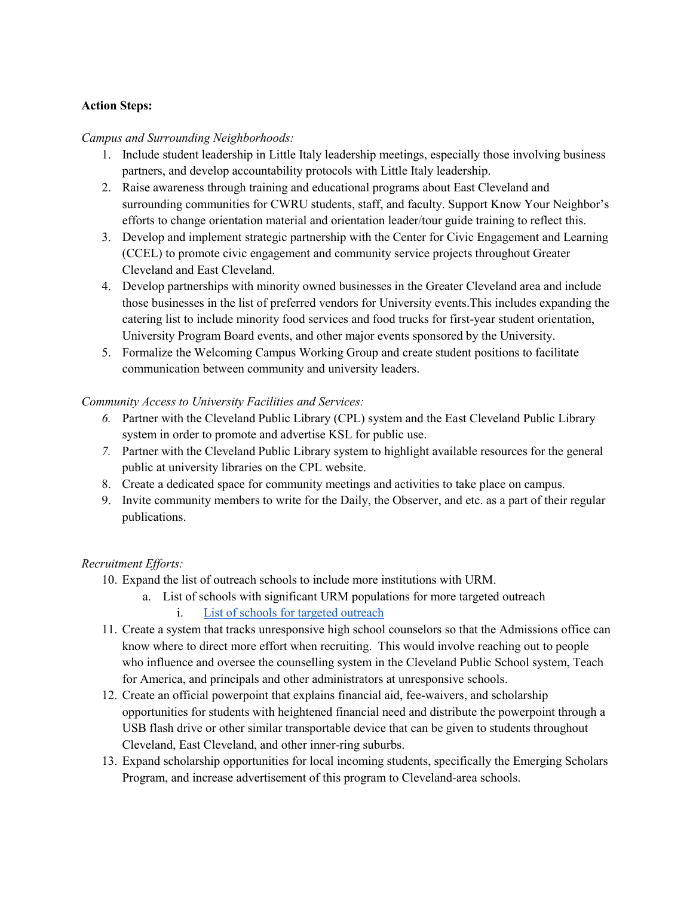**Action Steps:**

*Campus and Surrounding Neighborhoods:*

1. Include student leadership in Little Italy leadership meetings, especially those involving business partners, and develop accountability protocols with Little Italy leadership.
2. Raise awareness through training and educational programs about East Cleveland and surrounding communities for CWRU students, staff, and faculty. Support Know Your Neighbor's efforts to change orientation material and orientation leader/tour guide training to reflect this.
3. Develop and implement strategic partnership with the Center for Civic Engagement and Learning (CCEL) to promote civic engagement and community service projects throughout Greater Cleveland and East Cleveland.
4. Develop partnerships with minority owned businesses in the Greater Cleveland area and include those businesses in the list of preferred vendors for University events.This includes expanding the catering list to include minority food services and food trucks for first-year student orientation, University Program Board events, and other major events sponsored by the University.
5. Formalize the Welcoming Campus Working Group and create student positions to facilitate communication between community and university leaders.

*Community Access to University Facilities and Services:*

6. Partner with the Cleveland Public Library (CPL) system and the East Cleveland Public Library system in order to promote and advertise KSL for public use.
7. Partner with the Cleveland Public Library system to highlight available resources for the general public at university libraries on the CPL website.
8. Create a dedicated space for community meetings and activities to take place on campus.
9. Invite community members to write for the Daily, the Observer, and etc. as a part of their regular publications.

*Recruitment Efforts:*

10. Expand the list of outreach schools to include more institutions with URM.
    a. List of schools with significant URM populations for more targeted outreach
        i. List of schools for targeted outreach
11. Create a system that tracks unresponsive high school counselors so that the Admissions office can know where to direct more effort when recruiting. This would involve reaching out to people who influence and oversee the counselling system in the Cleveland Public School system, Teach for America, and principals and other administrators at unresponsive schools.
12. Create an official powerpoint that explains financial aid, fee-waivers, and scholarship opportunities for students with heightened financial need and distribute the powerpoint through a USB flash drive or other similar transportable device that can be given to students throughout Cleveland, East Cleveland, and other inner-ring suburbs.
13. Expand scholarship opportunities for local incoming students, specifically the Emerging Scholars Program, and increase advertisement of this program to Cleveland-area schools.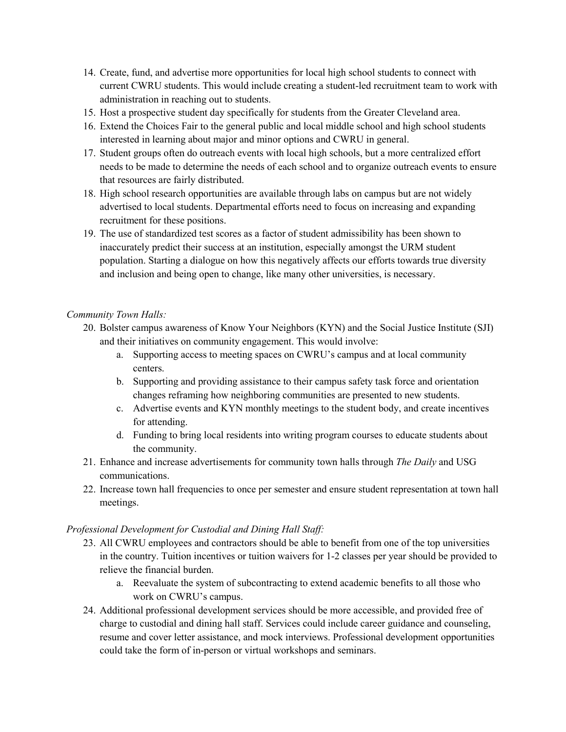14. Create, fund, and advertise more opportunities for local high school students to connect with current CWRU students. This would include creating a student-led recruitment team to work with administration in reaching out to students.
15. Host a prospective student day specifically for students from the Greater Cleveland area.
16. Extend the Choices Fair to the general public and local middle school and high school students interested in learning about major and minor options and CWRU in general.
17. Student groups often do outreach events with local high schools, but a more centralized effort needs to be made to determine the needs of each school and to organize outreach events to ensure that resources are fairly distributed.
18. High school research opportunities are available through labs on campus but are not widely advertised to local students. Departmental efforts need to focus on increasing and expanding recruitment for these positions.
19. The use of standardized test scores as a factor of student admissibility has been shown to inaccurately predict their success at an institution, especially amongst the URM student population. Starting a dialogue on how this negatively affects our efforts towards true diversity and inclusion and being open to change, like many other universities, is necessary.

*Community Town Halls:*

20. Bolster campus awareness of Know Your Neighbors (KYN) and the Social Justice Institute (SJI) and their initiatives on community engagement. This would involve:
    a. Supporting access to meeting spaces on CWRU's campus and at local community centers.
    b. Supporting and providing assistance to their campus safety task force and orientation changes reframing how neighboring communities are presented to new students.
    c. Advertise events and KYN monthly meetings to the student body, and create incentives for attending.
    d. Funding to bring local residents into writing program courses to educate students about the community.
21. Enhance and increase advertisements for community town halls through *The Daily* and USG communications.
22. Increase town hall frequencies to once per semester and ensure student representation at town hall meetings.

*Professional Development for Custodial and Dining Hall Staff:*

23. All CWRU employees and contractors should be able to benefit from one of the top universities in the country. Tuition incentives or tuition waivers for 1-2 classes per year should be provided to relieve the financial burden.
    a. Reevaluate the system of subcontracting to extend academic benefits to all those who work on CWRU's campus.
24. Additional professional development services should be more accessible, and provided free of charge to custodial and dining hall staff. Services could include career guidance and counseling, resume and cover letter assistance, and mock interviews. Professional development opportunities could take the form of in-person or virtual workshops and seminars.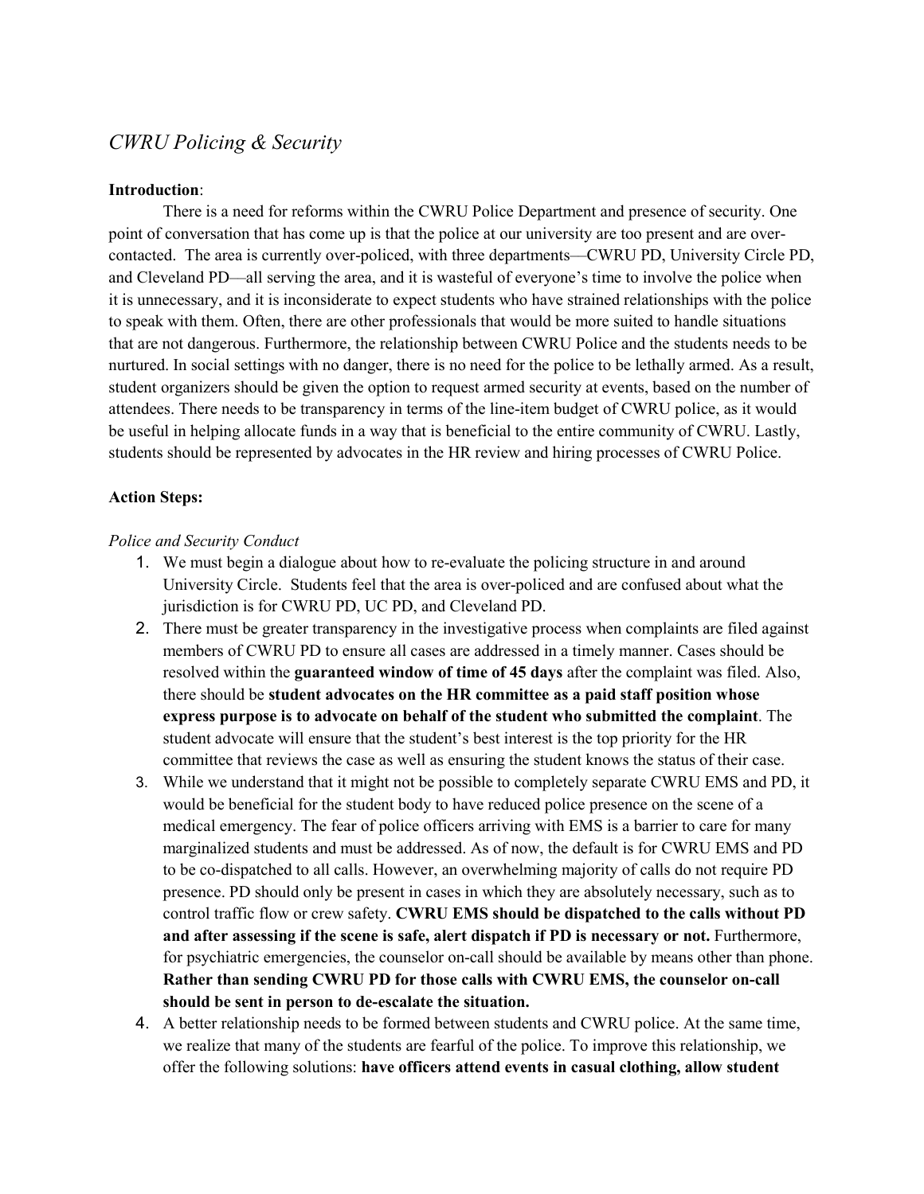## *CWRU Policing & Security*

**Introduction**:

There is a need for reforms within the CWRU Police Department and presence of security. One point of conversation that has come up is that the police at our university are too present and are over-contacted. The area is currently over-policed, with three departments—CWRU PD, University Circle PD, and Cleveland PD—all serving the area, and it is wasteful of everyone's time to involve the police when it is unnecessary, and it is inconsiderate to expect students who have strained relationships with the police to speak with them. Often, there are other professionals that would be more suited to handle situations that are not dangerous. Furthermore, the relationship between CWRU Police and the students needs to be nurtured. In social settings with no danger, there is no need for the police to be lethally armed. As a result, student organizers should be given the option to request armed security at events, based on the number of attendees. There needs to be transparency in terms of the line-item budget of CWRU police, as it would be useful in helping allocate funds in a way that is beneficial to the entire community of CWRU. Lastly, students should be represented by advocates in the HR review and hiring processes of CWRU Police.

**Action Steps:**

*Police and Security Conduct*

1. We must begin a dialogue about how to re-evaluate the policing structure in and around University Circle. Students feel that the area is over-policed and are confused about what the jurisdiction is for CWRU PD, UC PD, and Cleveland PD.
2. There must be greater transparency in the investigative process when complaints are filed against members of CWRU PD to ensure all cases are addressed in a timely manner. Cases should be resolved within the **guaranteed window of time of 45 days** after the complaint was filed. Also, there should be **student advocates on the HR committee as a paid staff position whose express purpose is to advocate on behalf of the student who submitted the complaint**. The student advocate will ensure that the student's best interest is the top priority for the HR committee that reviews the case as well as ensuring the student knows the status of their case.
3. While we understand that it might not be possible to completely separate CWRU EMS and PD, it would be beneficial for the student body to have reduced police presence on the scene of a medical emergency. The fear of police officers arriving with EMS is a barrier to care for many marginalized students and must be addressed. As of now, the default is for CWRU EMS and PD to be co-dispatched to all calls. However, an overwhelming majority of calls do not require PD presence. PD should only be present in cases in which they are absolutely necessary, such as to control traffic flow or crew safety. **CWRU EMS should be dispatched to the calls without PD and after assessing if the scene is safe, alert dispatch if PD is necessary or not.** Furthermore, for psychiatric emergencies, the counselor on-call should be available by means other than phone. **Rather than sending CWRU PD for those calls with CWRU EMS, the counselor on-call should be sent in person to de-escalate the situation.**
4. A better relationship needs to be formed between students and CWRU police. At the same time, we realize that many of the students are fearful of the police. To improve this relationship, we offer the following solutions: **have officers attend events in casual clothing, allow student**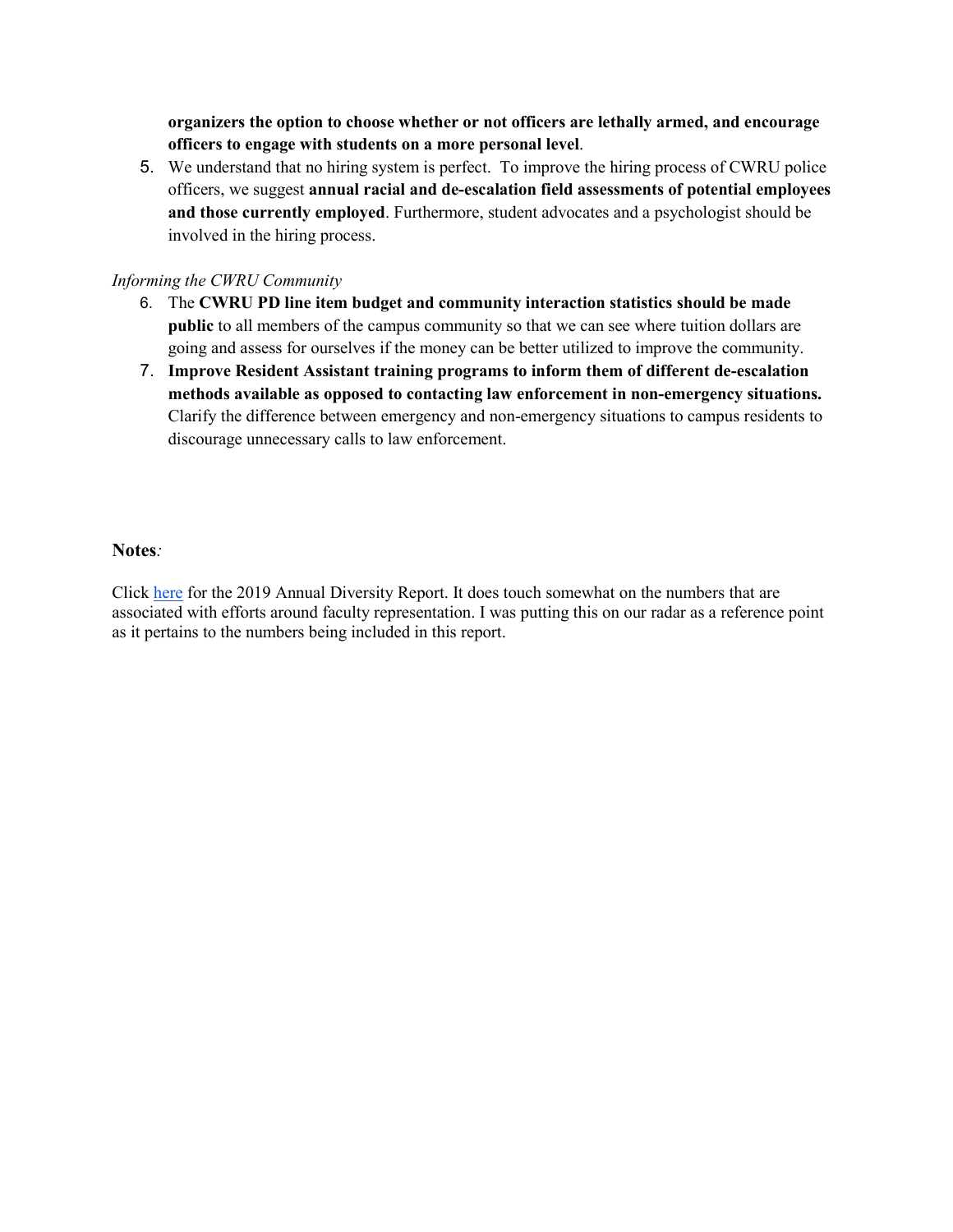**organizers the option to choose whether or not officers are lethally armed, and encourage officers to engage with students on a more personal level**.

5. We understand that no hiring system is perfect. To improve the hiring process of CWRU police officers, we suggest **annual racial and de-escalation field assessments of potential employees and those currently employed**. Furthermore, student advocates and a psychologist should be involved in the hiring process.

*Informing the CWRU Community*

6. The **CWRU PD line item budget and community interaction statistics should be made public** to all members of the campus community so that we can see where tuition dollars are going and assess for ourselves if the money can be better utilized to improve the community.
7. **Improve Resident Assistant training programs to inform them of different de-escalation methods available as opposed to contacting law enforcement in non-emergency situations.** Clarify the difference between emergency and non-emergency situations to campus residents to discourage unnecessary calls to law enforcement.

**Notes***:*

Click here for the 2019 Annual Diversity Report. It does touch somewhat on the numbers that are associated with efforts around faculty representation. I was putting this on our radar as a reference point as it pertains to the numbers being included in this report.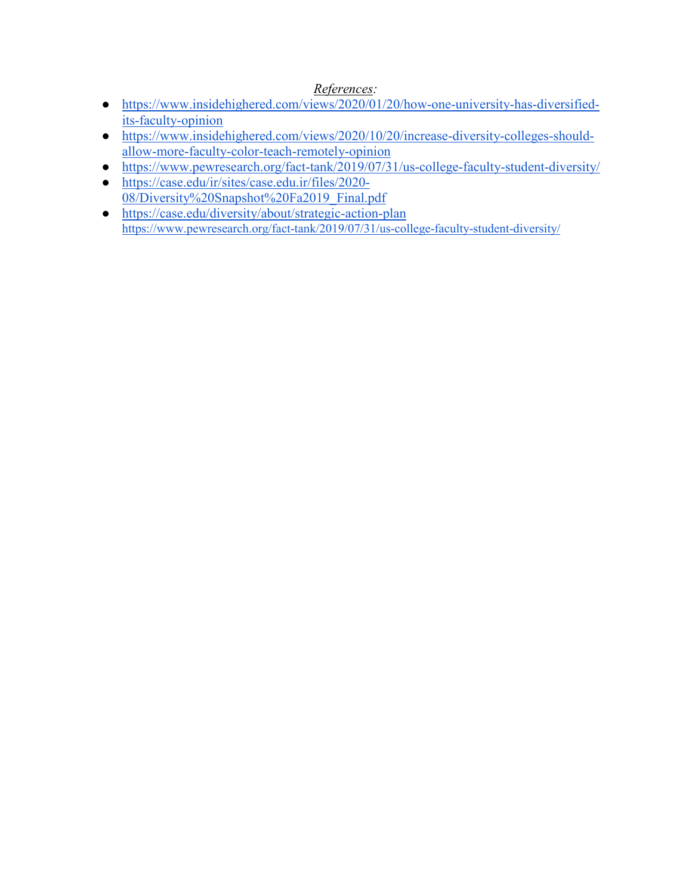*References:*

- https://www.insidehighered.com/views/2020/01/20/how-one-university-has-diversified-its-faculty-opinion
- https://www.insidehighered.com/views/2020/10/20/increase-diversity-colleges-should-allow-more-faculty-color-teach-remotely-opinion
- https://www.pewresearch.org/fact-tank/2019/07/31/us-college-faculty-student-diversity/
- https://case.edu/ir/sites/case.edu.ir/files/2020-08/Diversity%20Snapshot%20Fa2019_Final.pdf
- https://case.edu/diversity/about/strategic-action-plan
  https://www.pewresearch.org/fact-tank/2019/07/31/us-college-faculty-student-diversity/